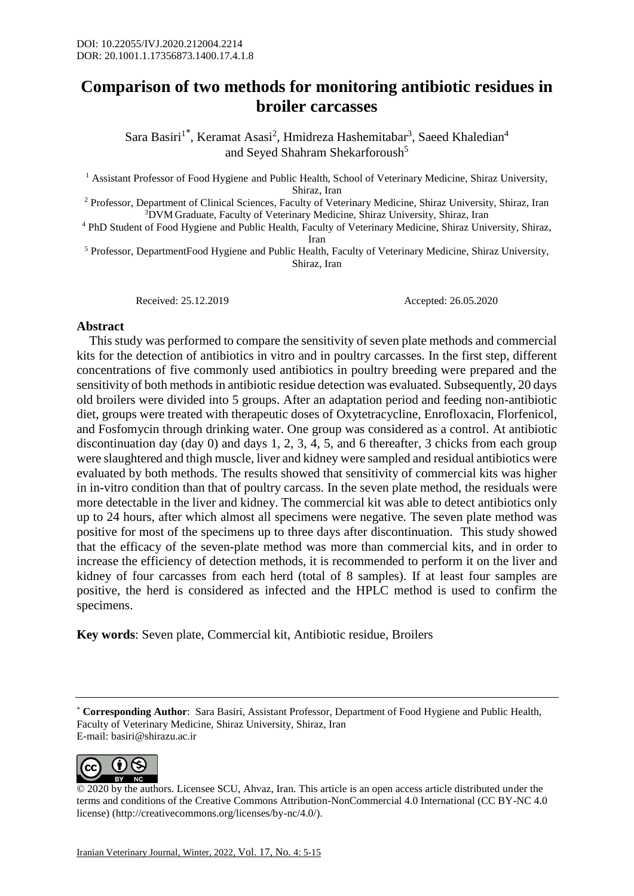DOI: 10.22055/IVJ.2020.212004.2214
DOR: 20.1001.1.17356873.1400.17.4.1.8

# Comparison of two methods for monitoring antibiotic residues in broiler carcasses

Sara Basiri[1*], Keramat Asasi[2], Hmidreza Hashemitabar[3], Saeed Khaledian[4] and Seyed Shahram Shekarforoush[5]

[1] Assistant Professor of Food Hygiene and Public Health, School of Veterinary Medicine, Shiraz University, Shiraz, Iran

[2] Professor, Department of Clinical Sciences, Faculty of Veterinary Medicine, Shiraz University, Shiraz, Iran

[3]DVM Graduate, Faculty of Veterinary Medicine, Shiraz University, Shiraz, Iran

[4] PhD Student of Food Hygiene and Public Health, Faculty of Veterinary Medicine, Shiraz University, Shiraz, Iran

[5] Professor, DepartmentFood Hygiene and Public Health, Faculty of Veterinary Medicine, Shiraz University, Shiraz, Iran

Received: 25.12.2019 Accepted: 26.05.2020

## Abstract

This study was performed to compare the sensitivity of seven plate methods and commercial kits for the detection of antibiotics in vitro and in poultry carcasses. In the first step, different concentrations of five commonly used antibiotics in poultry breeding were prepared and the sensitivity of both methods in antibiotic residue detection was evaluated. Subsequently, 20 days old broilers were divided into 5 groups. After an adaptation period and feeding non-antibiotic diet, groups were treated with therapeutic doses of Oxytetracycline, Enrofloxacin, Florfenicol, and Fosfomycin through drinking water. One group was considered as a control. At antibiotic discontinuation day (day 0) and days 1, 2, 3, 4, 5, and 6 thereafter, 3 chicks from each group were slaughtered and thigh muscle, liver and kidney were sampled and residual antibiotics were evaluated by both methods. The results showed that sensitivity of commercial kits was higher in in-vitro condition than that of poultry carcass. In the seven plate method, the residuals were more detectable in the liver and kidney. The commercial kit was able to detect antibiotics only up to 24 hours, after which almost all specimens were negative. The seven plate method was positive for most of the specimens up to three days after discontinuation. This study showed that the efficacy of the seven-plate method was more than commercial kits, and in order to increase the efficiency of detection methods, it is recommended to perform it on the liver and kidney of four carcasses from each herd (total of 8 samples). If at least four samples are positive, the herd is considered as infected and the HPLC method is used to confirm the specimens.

**Key words**: Seven plate, Commercial kit, Antibiotic residue, Broilers

---

* **Corresponding Author**: Sara Basiri, Assistant Professor, Department of Food Hygiene and Public Health, Faculty of Veterinary Medicine, Shiraz University, Shiraz, Iran
E-mail: basiri@shirazu.ac.ir

© 2020 by the authors. Licensee SCU, Ahvaz, Iran. This article is an open access article distributed under the terms and conditions of the Creative Commons Attribution-NonCommercial 4.0 International (CC BY-NC 4.0 license) (http://creativecommons.org/licenses/by-nc/4.0/).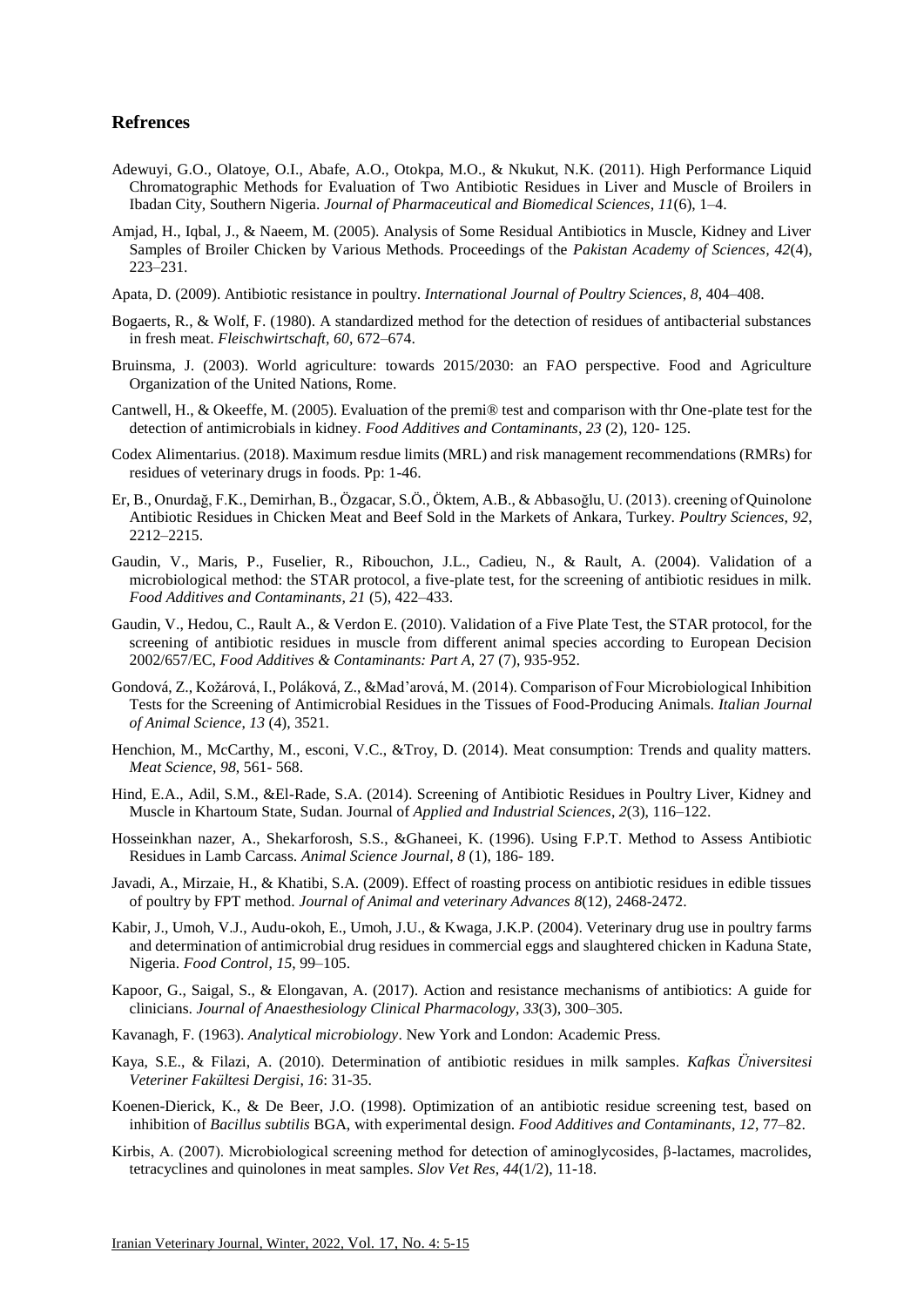## Refrences

Adewuyi, G.O., Olatoye, O.I., Abafe, A.O., Otokpa, M.O., & Nkukut, N.K. (2011). High Performance Liquid Chromatographic Methods for Evaluation of Two Antibiotic Residues in Liver and Muscle of Broilers in Ibadan City, Southern Nigeria. *Journal of Pharmaceutical and Biomedical Sciences*, *11*(6), 1–4.

Amjad, H., Iqbal, J., & Naeem, M. (2005). Analysis of Some Residual Antibiotics in Muscle, Kidney and Liver Samples of Broiler Chicken by Various Methods. Proceedings of the *Pakistan Academy of Sciences*, *42*(4), 223–231.

Apata, D. (2009). Antibiotic resistance in poultry. *International Journal of Poultry Sciences*, *8*, 404–408.

Bogaerts, R., & Wolf, F. (1980). A standardized method for the detection of residues of antibacterial substances in fresh meat. *Fleischwirtschaft*, *60*, 672–674.

Bruinsma, J. (2003). World agriculture: towards 2015/2030: an FAO perspective. Food and Agriculture Organization of the United Nations, Rome.

Cantwell, H., & Okeeffe, M. (2005). Evaluation of the premi® test and comparison with thr One-plate test for the detection of antimicrobials in kidney. *Food Additives and Contaminants*, *23* (2), 120- 125.

Codex Alimentarius. (2018). Maximum resdue limits (MRL) and risk management recommendations (RMRs) for residues of veterinary drugs in foods. Pp: 1-46.

Er, B., Onurdağ, F.K., Demirhan, B., Özgacar, S.Ö., Öktem, A.B., & Abbasoğlu, U. (2013). creening of Quinolone Antibiotic Residues in Chicken Meat and Beef Sold in the Markets of Ankara, Turkey. *Poultry Sciences*, *92*, 2212–2215.

Gaudin, V., Maris, P., Fuselier, R., Ribouchon, J.L., Cadieu, N., & Rault, A. (2004). Validation of a microbiological method: the STAR protocol, a five-plate test, for the screening of antibiotic residues in milk. *Food Additives and Contaminants*, *21* (5), 422–433.

Gaudin, V., Hedou, C., Rault A., & Verdon E. (2010). Validation of a Five Plate Test, the STAR protocol, for the screening of antibiotic residues in muscle from different animal species according to European Decision 2002/657/EC, *Food Additives & Contaminants: Part A*, 27 (7), 935-952.

Gondová, Z., Kožárová, I., Poláková, Z., &Mad'arová, M. (2014). Comparison of Four Microbiological Inhibition Tests for the Screening of Antimicrobial Residues in the Tissues of Food-Producing Animals. *Italian Journal of Animal Science*, *13* (4), 3521.

Henchion, M., McCarthy, M., esconi, V.C., &Troy, D. (2014). Meat consumption: Trends and quality matters. *Meat Science*, *98*, 561- 568.

Hind, E.A., Adil, S.M., &El-Rade, S.A. (2014). Screening of Antibiotic Residues in Poultry Liver, Kidney and Muscle in Khartoum State, Sudan. Journal of *Applied and Industrial Sciences*, *2*(3), 116–122.

Hosseinkhan nazer, A., Shekarforosh, S.S., &Ghaneei, K. (1996). Using F.P.T. Method to Assess Antibiotic Residues in Lamb Carcass. *Animal Science Journal*, *8* (1), 186- 189.

Javadi, A., Mirzaie, H., & Khatibi, S.A. (2009). Effect of roasting process on antibiotic residues in edible tissues of poultry by FPT method. *Journal of Animal and veterinary Advances 8*(12), 2468-2472.

Kabir, J., Umoh, V.J., Audu-okoh, E., Umoh, J.U., & Kwaga, J.K.P. (2004). Veterinary drug use in poultry farms and determination of antimicrobial drug residues in commercial eggs and slaughtered chicken in Kaduna State, Nigeria. *Food Control*, *15*, 99–105.

Kapoor, G., Saigal, S., & Elongavan, A. (2017). Action and resistance mechanisms of antibiotics: A guide for clinicians. *Journal of Anaesthesiology Clinical Pharmacology*, *33*(3), 300–305.

Kavanagh, F. (1963). *Analytical microbiology*. New York and London: Academic Press.

Kaya, S.E., & Filazi, A. (2010). Determination of antibiotic residues in milk samples. *Kafkas Üniversitesi Veteriner Fakültesi Dergisi*, *16*: 31-35.

Koenen-Dierick, K., & De Beer, J.O. (1998). Optimization of an antibiotic residue screening test, based on inhibition of *Bacillus subtilis* BGA, with experimental design. *Food Additives and Contaminants*, *12*, 77–82.

Kirbis, A. (2007). Microbiological screening method for detection of aminoglycosides, β-lactames, macrolides, tetracyclines and quinolones in meat samples. *Slov Vet Res*, *44*(1/2), 11-18.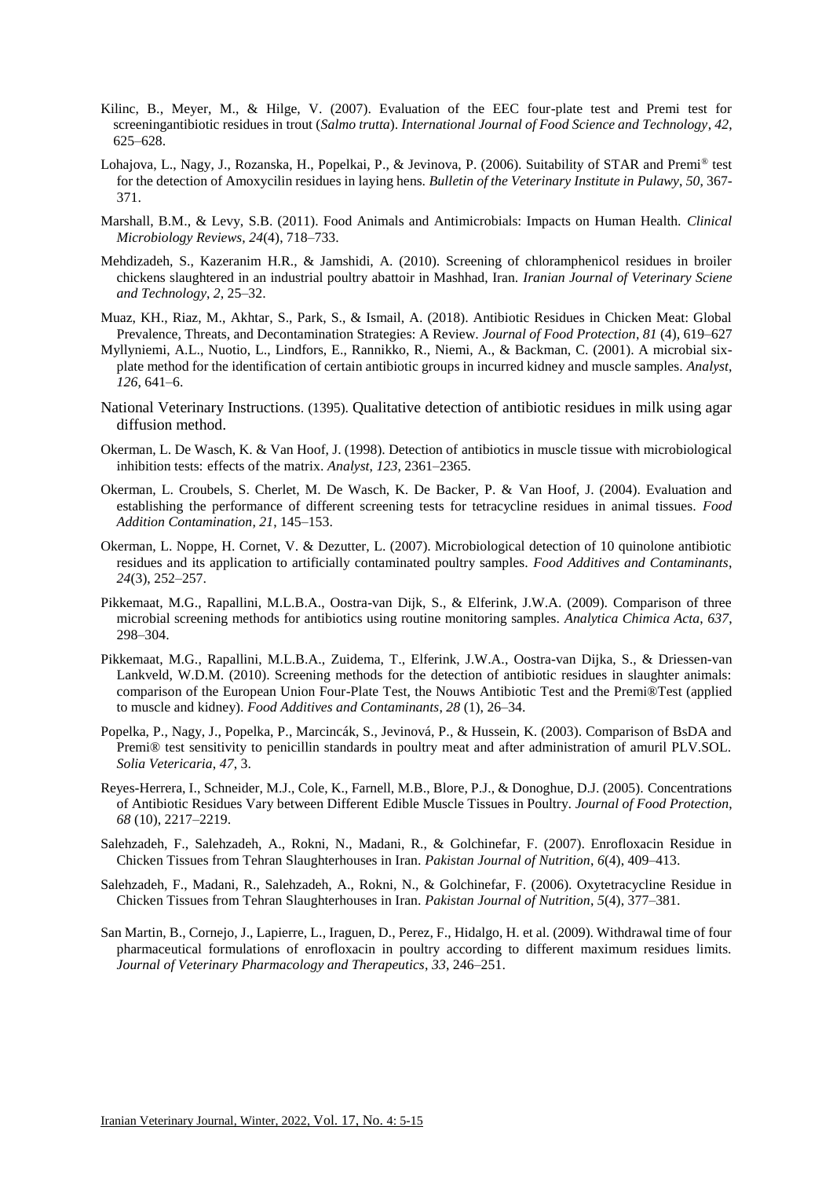Kilinc, B., Meyer, M., & Hilge, V. (2007). Evaluation of the EEC four-plate test and Premi test for screeningantibiotic residues in trout (*Salmo trutta*). *International Journal of Food Science and Technology*, *42*, 625–628.

Lohajova, L., Nagy, J., Rozanska, H., Popelkai, P., & Jevinova, P. (2006). Suitability of STAR and Premi® test for the detection of Amoxycilin residues in laying hens. *Bulletin of the Veterinary Institute in Pulawy*, *50*, 367-371.

Marshall, B.M., & Levy, S.B. (2011). Food Animals and Antimicrobials: Impacts on Human Health. *Clinical Microbiology Reviews*, *24*(4), 718–733.

Mehdizadeh, S., Kazeranim H.R., & Jamshidi, A. (2010). Screening of chloramphenicol residues in broiler chickens slaughtered in an industrial poultry abattoir in Mashhad, Iran. *Iranian Journal of Veterinary Sciene and Technology*, *2*, 25–32.

Muaz, KH., Riaz, M., Akhtar, S., Park, S., & Ismail, A. (2018). Antibiotic Residues in Chicken Meat: Global Prevalence, Threats, and Decontamination Strategies: A Review. *Journal of Food Protection*, *81* (4), 619–627

Myllyniemi, A.L., Nuotio, L., Lindfors, E., Rannikko, R., Niemi, A., & Backman, C. (2001). A microbial six-plate method for the identification of certain antibiotic groups in incurred kidney and muscle samples. *Analyst*, *126*, 641–6.

National Veterinary Instructions. (1395). Qualitative detection of antibiotic residues in milk using agar diffusion method.

Okerman, L. De Wasch, K. & Van Hoof, J. (1998). Detection of antibiotics in muscle tissue with microbiological inhibition tests: effects of the matrix. *Analyst*, *123*, 2361–2365.

Okerman, L. Croubels, S. Cherlet, M. De Wasch, K. De Backer, P. & Van Hoof, J. (2004). Evaluation and establishing the performance of different screening tests for tetracycline residues in animal tissues. *Food Addition Contamination*, *21*, 145–153.

Okerman, L. Noppe, H. Cornet, V. & Dezutter, L. (2007). Microbiological detection of 10 quinolone antibiotic residues and its application to artificially contaminated poultry samples. *Food Additives and Contaminants*, *24*(3), 252–257.

Pikkemaat, M.G., Rapallini, M.L.B.A., Oostra-van Dijk, S., & Elferink, J.W.A. (2009). Comparison of three microbial screening methods for antibiotics using routine monitoring samples. *Analytica Chimica Acta*, *637*, 298–304.

Pikkemaat, M.G., Rapallini, M.L.B.A., Zuidema, T., Elferink, J.W.A., Oostra-van Dijka, S., & Driessen-van Lankveld, W.D.M. (2010). Screening methods for the detection of antibiotic residues in slaughter animals: comparison of the European Union Four-Plate Test, the Nouws Antibiotic Test and the Premi®Test (applied to muscle and kidney). *Food Additives and Contaminants*, *28* (1), 26–34.

Popelka, P., Nagy, J., Popelka, P., Marcincák, S., Jevinová, P., & Hussein, K. (2003). Comparison of BsDA and Premi® test sensitivity to penicillin standards in poultry meat and after administration of amuril PLV.SOL. *Solia Vetericaria*, *47*, 3.

Reyes-Herrera, I., Schneider, M.J., Cole, K., Farnell, M.B., Blore, P.J., & Donoghue, D.J. (2005). Concentrations of Antibiotic Residues Vary between Different Edible Muscle Tissues in Poultry. *Journal of Food Protection*, *68* (10), 2217–2219.

Salehzadeh, F., Salehzadeh, A., Rokni, N., Madani, R., & Golchinefar, F. (2007). Enrofloxacin Residue in Chicken Tissues from Tehran Slaughterhouses in Iran. *Pakistan Journal of Nutrition*, *6*(4), 409–413.

Salehzadeh, F., Madani, R., Salehzadeh, A., Rokni, N., & Golchinefar, F. (2006). Oxytetracycline Residue in Chicken Tissues from Tehran Slaughterhouses in Iran. *Pakistan Journal of Nutrition*, *5*(4), 377–381.

San Martin, B., Cornejo, J., Lapierre, L., Iraguen, D., Perez, F., Hidalgo, H. et al. (2009). Withdrawal time of four pharmaceutical formulations of enrofloxacin in poultry according to different maximum residues limits. *Journal of Veterinary Pharmacology and Therapeutics*, *33*, 246–251.